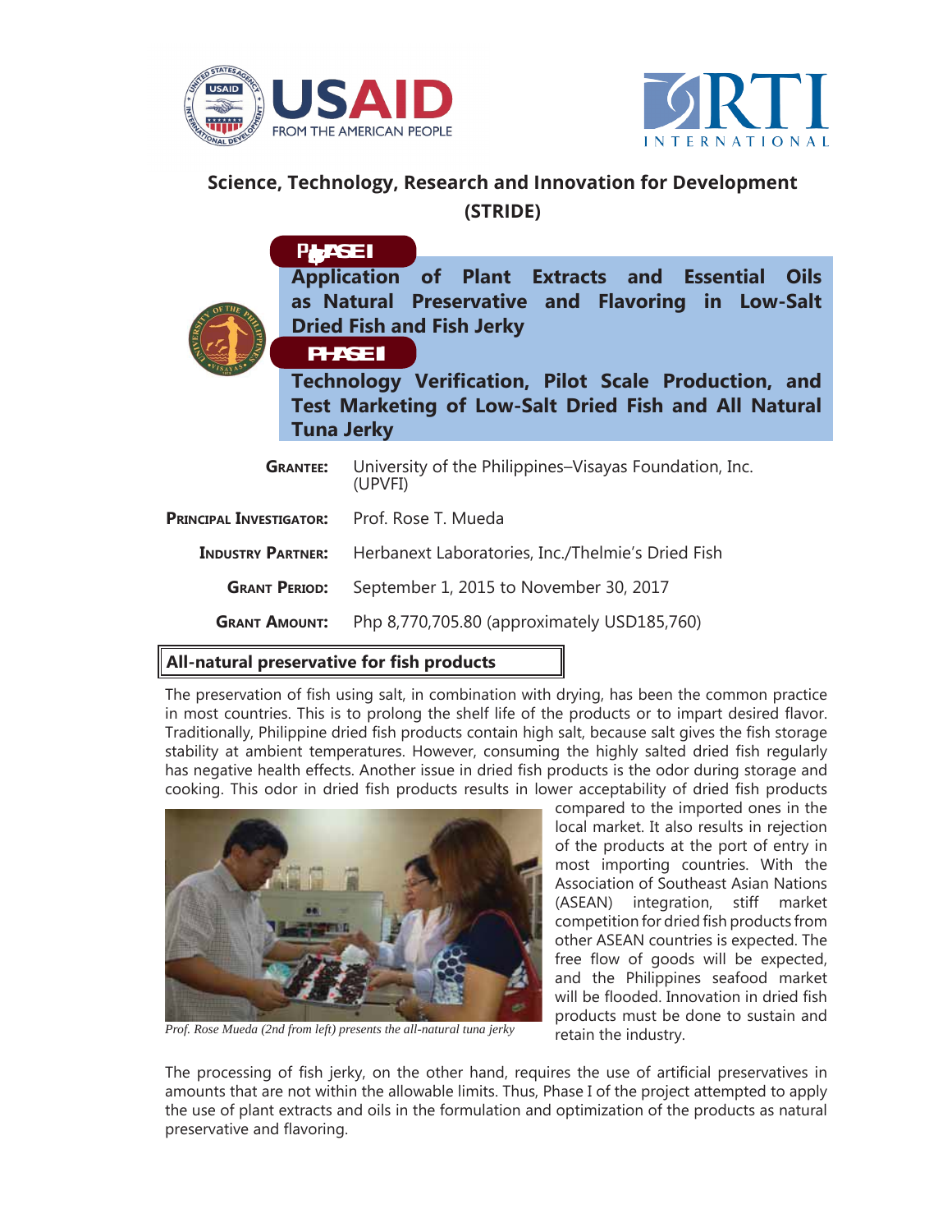# Science, Technology, Research and Innovation for Development (STRIDE)

**PHASE I**

**Application of Plant Extracts and Essential Oils as Natural Preservative and Flavoring in Low-Salt Dried Fish and Fish Jerky**

**PHASE II**

**Technology Verification, Pilot Scale Production, and Test Marketing of Low-Salt Dried Fish and All Natural Tuna Jerky**

| | |
|---|---|
| **GRANTEE:** | University of the Philippines–Visayas Foundation, Inc. (UPVFI) |
| **PRINCIPAL INVESTIGATOR:** | Prof. Rose T. Mueda |
| **INDUSTRY PARTNER:** | Herbanext Laboratories, Inc./Thelmie's Dried Fish |
| **GRANT PERIOD:** | September 1, 2015 to November 30, 2017 |
| **GRANT AMOUNT:** | Php 8,770,705.80 (approximately USD185,760) |

## All-natural preservative for fish products

The preservation of fish using salt, in combination with drying, has been the common practice in most countries. This is to prolong the shelf life of the products or to impart desired flavor. Traditionally, Philippine dried fish products contain high salt, because salt gives the fish storage stability at ambient temperatures. However, consuming the highly salted dried fish regularly has negative health effects. Another issue in dried fish products is the odor during storage and cooking. This odor in dried fish products results in lower acceptability of dried fish products compared to the imported ones in the local market. It also results in rejection of the products at the port of entry in most importing countries. With the Association of Southeast Asian Nations (ASEAN) integration, stiff market competition for dried fish products from other ASEAN countries is expected. The free flow of goods will be expected, and the Philippines seafood market will be flooded. Innovation in dried fish products must be done to sustain and retain the industry.

*Prof. Rose Mueda (2nd from left) presents the all-natural tuna jerky*

The processing of fish jerky, on the other hand, requires the use of artificial preservatives in amounts that are not within the allowable limits. Thus, Phase I of the project attempted to apply the use of plant extracts and oils in the formulation and optimization of the products as natural preservative and flavoring.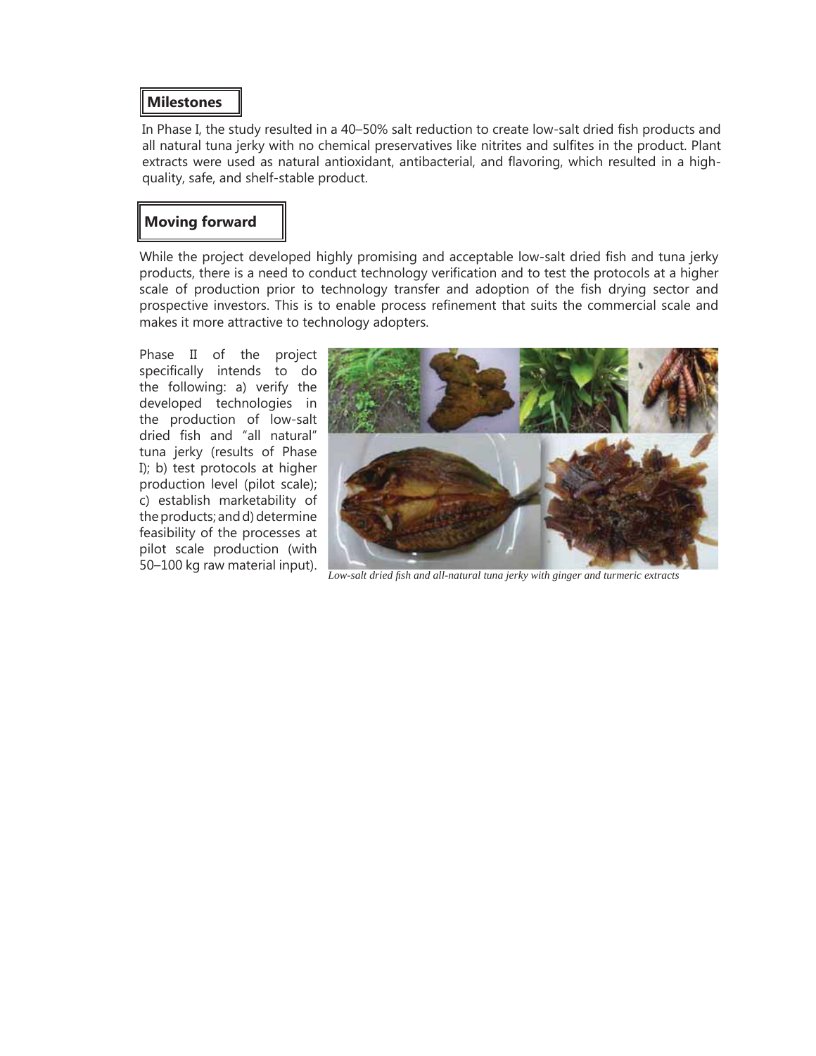## Milestones

In Phase I, the study resulted in a 40–50% salt reduction to create low-salt dried fish products and all natural tuna jerky with no chemical preservatives like nitrites and sulfites in the product. Plant extracts were used as natural antioxidant, antibacterial, and flavoring, which resulted in a high-quality, safe, and shelf-stable product.

## Moving forward

While the project developed highly promising and acceptable low-salt dried fish and tuna jerky products, there is a need to conduct technology verification and to test the protocols at a higher scale of production prior to technology transfer and adoption of the fish drying sector and prospective investors. This is to enable process refinement that suits the commercial scale and makes it more attractive to technology adopters.

Phase II of the project specifically intends to do the following: a) verify the developed technologies in the production of low-salt dried fish and "all natural" tuna jerky (results of Phase I); b) test protocols at higher production level (pilot scale); c) establish marketability of the products; and d) determine feasibility of the processes at pilot scale production (with 50–100 kg raw material input).

*Low-salt dried fish and all-natural tuna jerky with ginger and turmeric extracts*